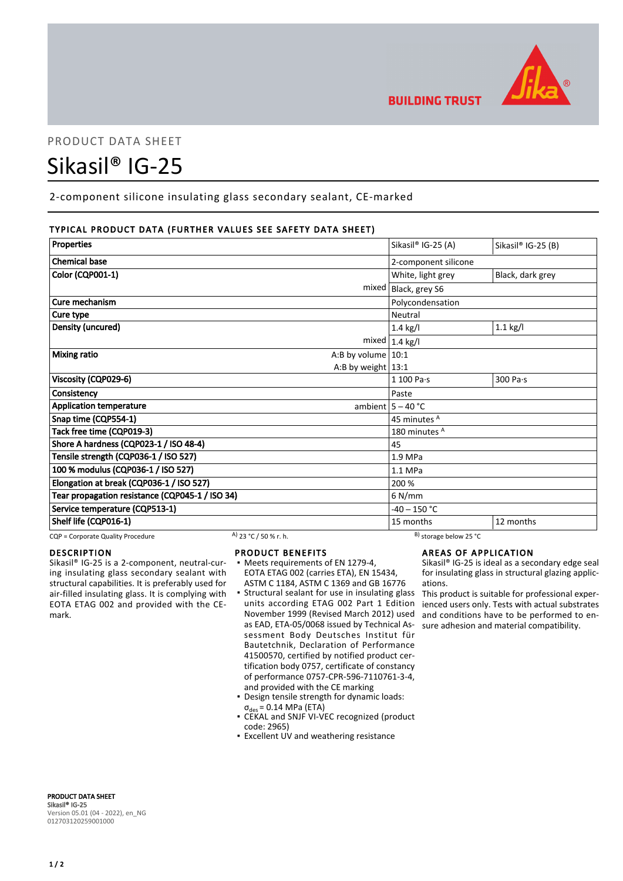BUILDING TRUST

PRODUCT DATA SHEET

# Sikasil® IG-25

2-component silicone insulating glass secondary sealant, CE-marked

## TYPICAL PRODUCT DATA (FURTHER VALUES SEE SAFETY DATA SHEET)

| Properties | | Sikasil® IG-25 (A) | Sikasil® IG-25 (B) |
|---|---|---|---|
| Chemical base | | 2-component silicone | |
| Color (CQP001-1) | | White, light grey | Black, dark grey |
| | mixed | Black, grey S6 | |
| Cure mechanism | | Polycondensation | |
| Cure type | | Neutral | |
| Density (uncured) | | 1.4 kg/l | 1.1 kg/l |
| | mixed | 1.4 kg/l | |
| Mixing ratio | A:B by volume | 10:1 | |
| | A:B by weight | 13:1 | |
| Viscosity (CQP029-6) | | 1 100 Pa·s | 300 Pa·s |
| Consistency | | Paste | |
| Application temperature | ambient | 5 – 40 °C | |
| Snap time (CQP554-1) | | 45 minutes [A] | |
| Tack free time (CQP019-3) | | 180 minutes [A] | |
| Shore A hardness (CQP023-1 / ISO 48-4) | | 45 | |
| Tensile strength (CQP036-1 / ISO 527) | | 1.9 MPa | |
| 100 % modulus (CQP036-1 / ISO 527) | | 1.1 MPa | |
| Elongation at break (CQP036-1 / ISO 527) | | 200 % | |
| Tear propagation resistance (CQP045-1 / ISO 34) | | 6 N/mm | |
| Service temperature (CQP513-1) | | -40 – 150 °C | |
| Shelf life (CQP016-1) | | 15 months | 12 months |

CQP = Corporate Quality Procedure A) 23 °C / 50 % r. h. B) storage below 25 °C

## DESCRIPTION

Sikasil® IG-25 is a 2-component, neutral-curing insulating glass secondary sealant with structural capabilities. It is preferably used for air-filled insulating glass. It is complying with EOTA ETAG 002 and provided with the CE-mark.

## PRODUCT BENEFITS

- Meets requirements of EN 1279-4, EOTA ETAG 002 (carries ETA), EN 15434, ASTM C 1184, ASTM C 1369 and GB 16776
- Structural sealant for use in insulating glass units according ETAG 002 Part 1 Edition November 1999 (Revised March 2012) used as EAD, ETA-05/0068 issued by Technical Assessment Body Deutsches Institut für Bautetchnik, Declaration of Performance 41500570, certified by notified product certification body 0757, certificate of constancy of performance 0757-CPR-596-7110761-3-4, and provided with the CE marking
- Design tensile strength for dynamic loads: $\sigma_{des}$ = 0.14 MPa (ETA)
- CEKAL and SNJF VI-VEC recognized (product code: 2965)
- Excellent UV and weathering resistance

## AREAS OF APPLICATION

Sikasil® IG-25 is ideal as a secondary edge seal for insulating glass in structural glazing applications.

This product is suitable for professional experienced users only. Tests with actual substrates and conditions have to be performed to ensure adhesion and material compatibility.

**PRODUCT DATA SHEET**
**Sikasil® IG-25**
Version 05.01 (04 - 2022), en_NG
012703120259001000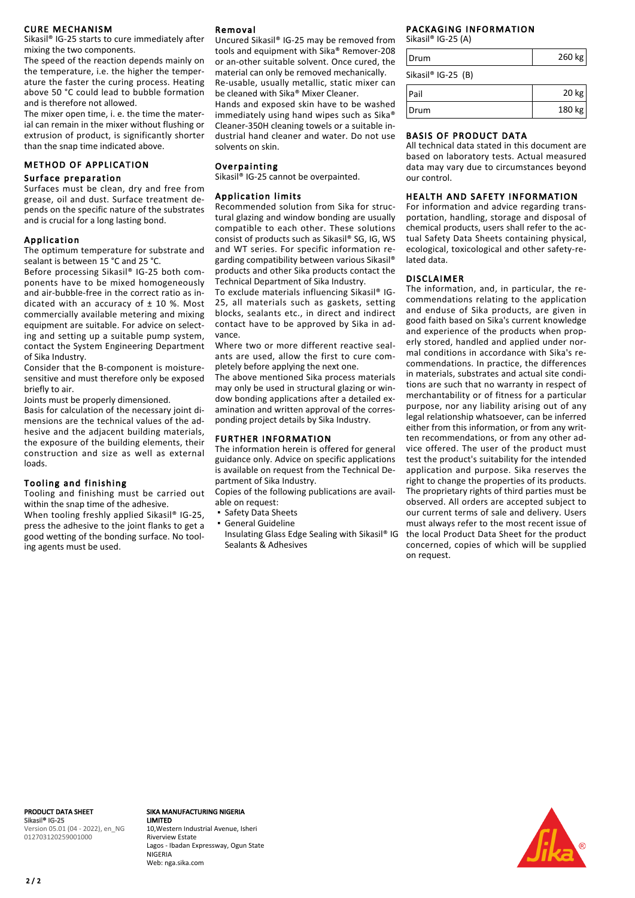## CURE MECHANISM

Sikasil® IG-25 starts to cure immediately after mixing the two components.

The speed of the reaction depends mainly on the temperature, i.e. the higher the temperature the faster the curing process. Heating above 50 °C could lead to bubble formation and is therefore not allowed.

The mixer open time, i. e. the time the material can remain in the mixer without flushing or extrusion of product, is significantly shorter than the snap time indicated above.

## METHOD OF APPLICATION

### Surface preparation

Surfaces must be clean, dry and free from grease, oil and dust. Surface treatment depends on the specific nature of the substrates and is crucial for a long lasting bond.

### Application

The optimum temperature for substrate and sealant is between 15 °C and 25 °C.

Before processing Sikasil® IG-25 both components have to be mixed homogeneously and air-bubble-free in the correct ratio as indicated with an accuracy of ± 10 %. Most commercially available metering and mixing equipment are suitable. For advice on selecting and setting up a suitable pump system, contact the System Engineering Department of Sika Industry.

Consider that the B-component is moisture-sensitive and must therefore only be exposed briefly to air.

Joints must be properly dimensioned.

Basis for calculation of the necessary joint dimensions are the technical values of the adhesive and the adjacent building materials, the exposure of the building elements, their construction and size as well as external loads.

### Tooling and finishing

Tooling and finishing must be carried out within the snap time of the adhesive.

When tooling freshly applied Sikasil® IG-25, press the adhesive to the joint flanks to get a good wetting of the bonding surface. No tooling agents must be used.

### Removal

Uncured Sikasil® IG-25 may be removed from tools and equipment with Sika® Remover-208 or an-other suitable solvent. Once cured, the material can only be removed mechanically.

Re-usable, usually metallic, static mixer can be cleaned with Sika® Mixer Cleaner.

Hands and exposed skin have to be washed immediately using hand wipes such as Sika® Cleaner-350H cleaning towels or a suitable industrial hand cleaner and water. Do not use solvents on skin.

### Overpainting

Sikasil® IG-25 cannot be overpainted.

### Application limits

Recommended solution from Sika for structural glazing and window bonding are usually compatible to each other. These solutions consist of products such as Sikasil® SG, IG, WS and WT series. For specific information regarding compatibility between various Sikasil® products and other Sika products contact the Technical Department of Sika Industry.

To exclude materials influencing Sikasil® IG-25, all materials such as gaskets, setting blocks, sealants etc., in direct and indirect contact have to be approved by Sika in advance.

Where two or more different reactive sealants are used, allow the first to cure completely before applying the next one.

The above mentioned Sika process materials may only be used in structural glazing or window bonding applications after a detailed examination and written approval of the corresponding project details by Sika Industry.

## FURTHER INFORMATION

The information herein is offered for general guidance only. Advice on specific applications is available on request from the Technical Department of Sika Industry.

Copies of the following publications are available on request:

- Safety Data Sheets
- General Guideline
  Insulating Glass Edge Sealing with Sikasil® IG Sealants & Adhesives

## PACKAGING INFORMATION

Sikasil® IG-25 (A)

| | |
|---|---|
| Drum | 260 kg |

Sikasil® IG-25 (B)

| | |
|---|---|
| Pail | 20 kg |
| Drum | 180 kg |

## BASIS OF PRODUCT DATA

All technical data stated in this document are based on laboratory tests. Actual measured data may vary due to circumstances beyond our control.

## HEALTH AND SAFETY INFORMATION

For information and advice regarding transportation, handling, storage and disposal of chemical products, users shall refer to the actual Safety Data Sheets containing physical, ecological, toxicological and other safety-related data.

## DISCLAIMER

The information, and, in particular, the recommendations relating to the application and enduse of Sika products, are given in good faith based on Sika's current knowledge and experience of the products when properly stored, handled and applied under normal conditions in accordance with Sika's recommendations. In practice, the differences in materials, substrates and actual site conditions are such that no warranty in respect of merchantability or of fitness for a particular purpose, nor any liability arising out of any legal relationship whatsoever, can be inferred either from this information, or from any written recommendations, or from any other advice offered. The user of the product must test the product's suitability for the intended application and purpose. Sika reserves the right to change the properties of its products. The proprietary rights of third parties must be observed. All orders are accepted subject to our current terms of sale and delivery. Users must always refer to the most recent issue of the local Product Data Sheet for the product concerned, copies of which will be supplied on request.

**PRODUCT DATA SHEET**
**Sikasil® IG-25**
Version 05.01 (04 - 2022), en_NG
012703120259001000

**SIKA MANUFACTURING NIGERIA LIMITED**
10,Western Industrial Avenue, Isheri
Riverview Estate
Lagos - Ibadan Expressway, Ogun State
NIGERIA
Web: nga.sika.com